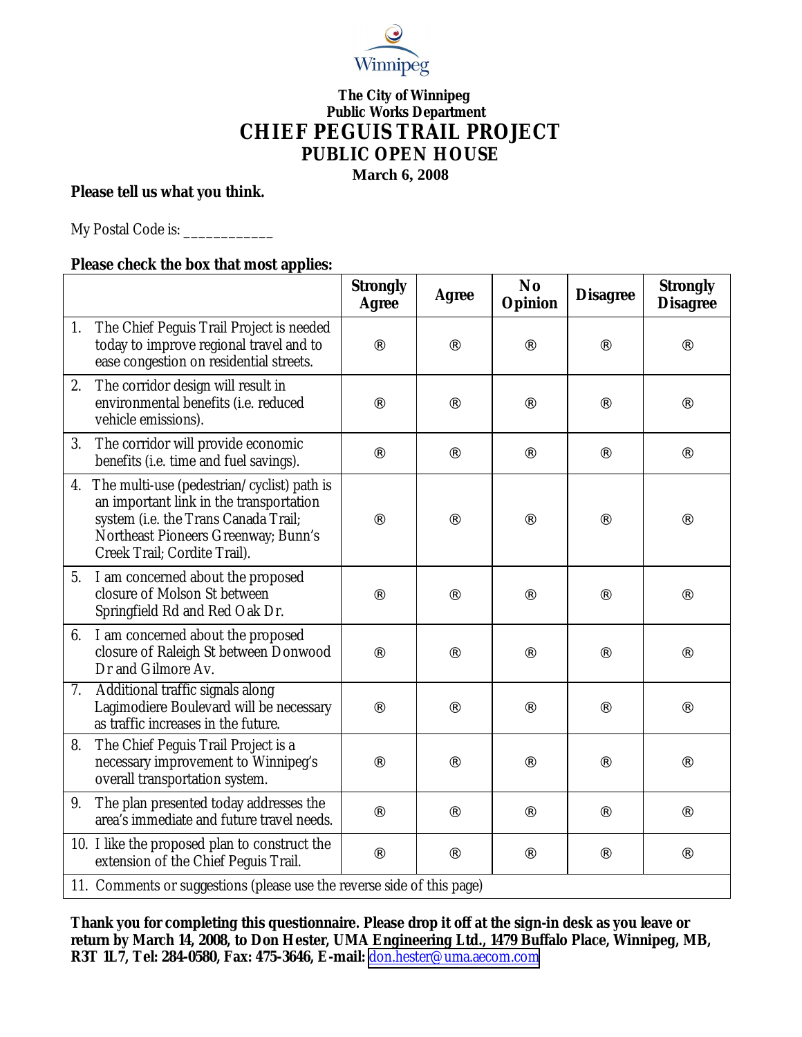Winnipeg

**The City of Winnipeg**
**Public Works Department**

# CHIEF PEGUIS TRAIL PROJECT

## PUBLIC OPEN HOUSE

**March 6, 2008**

**Please tell us what you think.**

My Postal Code is: ____________

**Please check the box that most applies:**

| | Strongly Agree | Agree | No Opinion | Disagree | Strongly Disagree |
|---|---|---|---|---|---|
| 1. The Chief Peguis Trail Project is needed today to improve regional travel and to ease congestion on residential streets. | ® | ® | ® | ® | ® |
| 2. The corridor design will result in environmental benefits (i.e. reduced vehicle emissions). | ® | ® | ® | ® | ® |
| 3. The corridor will provide economic benefits (i.e. time and fuel savings). | ® | ® | ® | ® | ® |
| 4. The multi-use (pedestrian/cyclist) path is an important link in the transportation system (i.e. the Trans Canada Trail; Northeast Pioneers Greenway; Bunn's Creek Trail; Cordite Trail). | ® | ® | ® | ® | ® |
| 5. I am concerned about the proposed closure of Molson St between Springfield Rd and Red Oak Dr. | ® | ® | ® | ® | ® |
| 6. I am concerned about the proposed closure of Raleigh St between Donwood Dr and Gilmore Av. | ® | ® | ® | ® | ® |
| 7. Additional traffic signals along Lagimodiere Boulevard will be necessary as traffic increases in the future. | ® | ® | ® | ® | ® |
| 8. The Chief Peguis Trail Project is a necessary improvement to Winnipeg's overall transportation system. | ® | ® | ® | ® | ® |
| 9. The plan presented today addresses the area's immediate and future travel needs. | ® | ® | ® | ® | ® |
| 10. I like the proposed plan to construct the extension of the Chief Peguis Trail. | ® | ® | ® | ® | ® |
| 11. Comments or suggestions (please use the reverse side of this page) | | | | | |

**Thank you for completing this questionnaire. Please drop it off at the sign-in desk as you leave or return by March 14, 2008, to Don Hester, UMA Engineering Ltd., 1479 Buffalo Place, Winnipeg, MB, R3T 1L7, Tel: 284-0580, Fax: 475-3646, E-mail:** don.hester@uma.aecom.com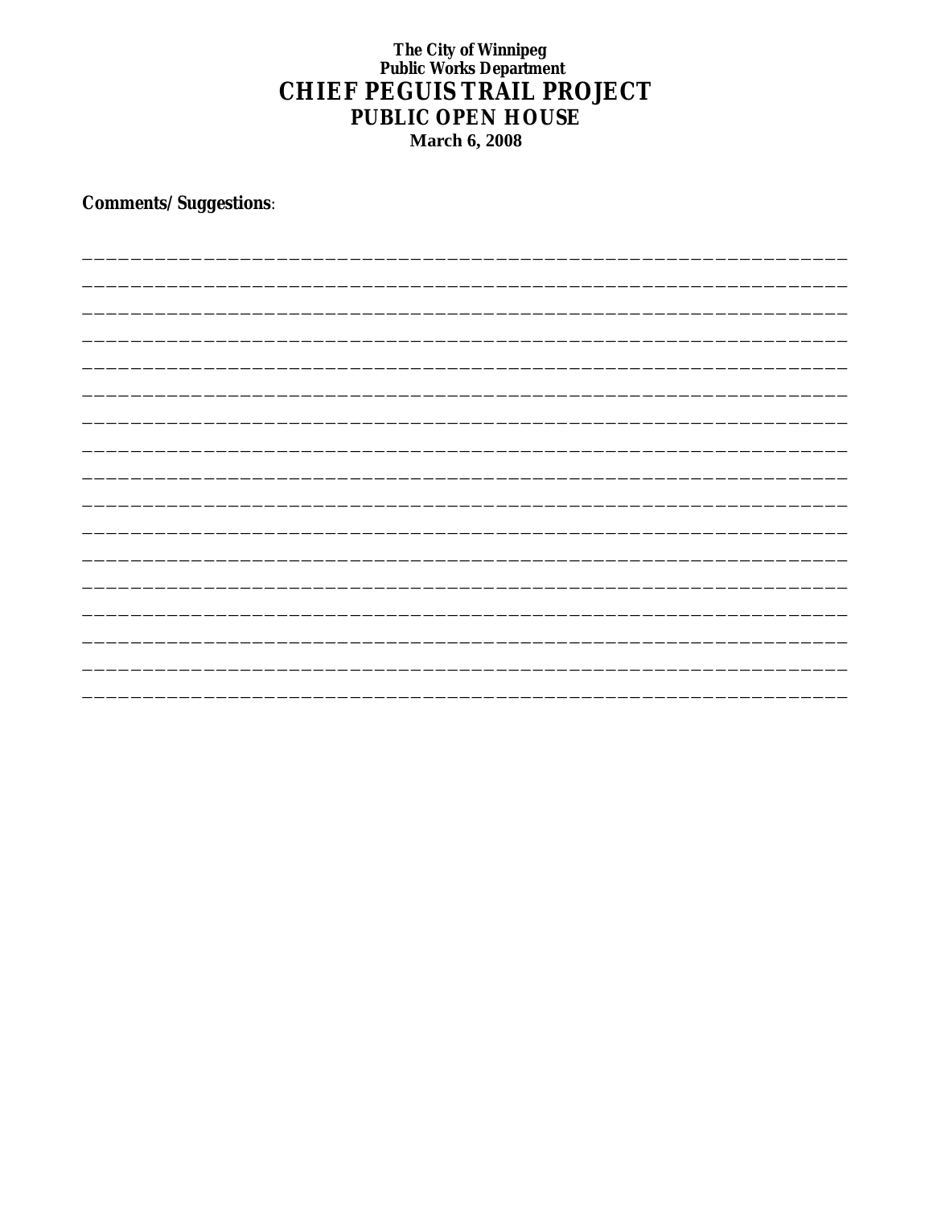**The City of Winnipeg**
**Public Works Department**

# CHIEF PEGUIS TRAIL PROJECT

## PUBLIC OPEN HOUSE

**March 6, 2008**

**Comments/ Suggestions**:

\_\_\_\_\_\_\_\_\_\_\_\_\_\_\_\_\_\_\_\_\_\_\_\_\_\_\_\_\_\_\_\_\_\_\_\_\_\_\_\_\_\_\_\_\_\_\_\_\_\_\_\_\_\_\_\_\_\_\_\_\_\_\_\_\_\_\_\_\_\_
\_\_\_\_\_\_\_\_\_\_\_\_\_\_\_\_\_\_\_\_\_\_\_\_\_\_\_\_\_\_\_\_\_\_\_\_\_\_\_\_\_\_\_\_\_\_\_\_\_\_\_\_\_\_\_\_\_\_\_\_\_\_\_\_\_\_\_\_\_\_
\_\_\_\_\_\_\_\_\_\_\_\_\_\_\_\_\_\_\_\_\_\_\_\_\_\_\_\_\_\_\_\_\_\_\_\_\_\_\_\_\_\_\_\_\_\_\_\_\_\_\_\_\_\_\_\_\_\_\_\_\_\_\_\_\_\_\_\_\_\_
\_\_\_\_\_\_\_\_\_\_\_\_\_\_\_\_\_\_\_\_\_\_\_\_\_\_\_\_\_\_\_\_\_\_\_\_\_\_\_\_\_\_\_\_\_\_\_\_\_\_\_\_\_\_\_\_\_\_\_\_\_\_\_\_\_\_\_\_\_\_
\_\_\_\_\_\_\_\_\_\_\_\_\_\_\_\_\_\_\_\_\_\_\_\_\_\_\_\_\_\_\_\_\_\_\_\_\_\_\_\_\_\_\_\_\_\_\_\_\_\_\_\_\_\_\_\_\_\_\_\_\_\_\_\_\_\_\_\_\_\_
\_\_\_\_\_\_\_\_\_\_\_\_\_\_\_\_\_\_\_\_\_\_\_\_\_\_\_\_\_\_\_\_\_\_\_\_\_\_\_\_\_\_\_\_\_\_\_\_\_\_\_\_\_\_\_\_\_\_\_\_\_\_\_\_\_\_\_\_\_\_
\_\_\_\_\_\_\_\_\_\_\_\_\_\_\_\_\_\_\_\_\_\_\_\_\_\_\_\_\_\_\_\_\_\_\_\_\_\_\_\_\_\_\_\_\_\_\_\_\_\_\_\_\_\_\_\_\_\_\_\_\_\_\_\_\_\_\_\_\_\_
\_\_\_\_\_\_\_\_\_\_\_\_\_\_\_\_\_\_\_\_\_\_\_\_\_\_\_\_\_\_\_\_\_\_\_\_\_\_\_\_\_\_\_\_\_\_\_\_\_\_\_\_\_\_\_\_\_\_\_\_\_\_\_\_\_\_\_\_\_\_
\_\_\_\_\_\_\_\_\_\_\_\_\_\_\_\_\_\_\_\_\_\_\_\_\_\_\_\_\_\_\_\_\_\_\_\_\_\_\_\_\_\_\_\_\_\_\_\_\_\_\_\_\_\_\_\_\_\_\_\_\_\_\_\_\_\_\_\_\_\_
\_\_\_\_\_\_\_\_\_\_\_\_\_\_\_\_\_\_\_\_\_\_\_\_\_\_\_\_\_\_\_\_\_\_\_\_\_\_\_\_\_\_\_\_\_\_\_\_\_\_\_\_\_\_\_\_\_\_\_\_\_\_\_\_\_\_\_\_\_\_
\_\_\_\_\_\_\_\_\_\_\_\_\_\_\_\_\_\_\_\_\_\_\_\_\_\_\_\_\_\_\_\_\_\_\_\_\_\_\_\_\_\_\_\_\_\_\_\_\_\_\_\_\_\_\_\_\_\_\_\_\_\_\_\_\_\_\_\_\_\_
\_\_\_\_\_\_\_\_\_\_\_\_\_\_\_\_\_\_\_\_\_\_\_\_\_\_\_\_\_\_\_\_\_\_\_\_\_\_\_\_\_\_\_\_\_\_\_\_\_\_\_\_\_\_\_\_\_\_\_\_\_\_\_\_\_\_\_\_\_\_
\_\_\_\_\_\_\_\_\_\_\_\_\_\_\_\_\_\_\_\_\_\_\_\_\_\_\_\_\_\_\_\_\_\_\_\_\_\_\_\_\_\_\_\_\_\_\_\_\_\_\_\_\_\_\_\_\_\_\_\_\_\_\_\_\_\_\_\_\_\_
\_\_\_\_\_\_\_\_\_\_\_\_\_\_\_\_\_\_\_\_\_\_\_\_\_\_\_\_\_\_\_\_\_\_\_\_\_\_\_\_\_\_\_\_\_\_\_\_\_\_\_\_\_\_\_\_\_\_\_\_\_\_\_\_\_\_\_\_\_\_
\_\_\_\_\_\_\_\_\_\_\_\_\_\_\_\_\_\_\_\_\_\_\_\_\_\_\_\_\_\_\_\_\_\_\_\_\_\_\_\_\_\_\_\_\_\_\_\_\_\_\_\_\_\_\_\_\_\_\_\_\_\_\_\_\_\_\_\_\_\_
\_\_\_\_\_\_\_\_\_\_\_\_\_\_\_\_\_\_\_\_\_\_\_\_\_\_\_\_\_\_\_\_\_\_\_\_\_\_\_\_\_\_\_\_\_\_\_\_\_\_\_\_\_\_\_\_\_\_\_\_\_\_\_\_\_\_\_\_\_\_
\_\_\_\_\_\_\_\_\_\_\_\_\_\_\_\_\_\_\_\_\_\_\_\_\_\_\_\_\_\_\_\_\_\_\_\_\_\_\_\_\_\_\_\_\_\_\_\_\_\_\_\_\_\_\_\_\_\_\_\_\_\_\_\_\_\_\_\_\_\_